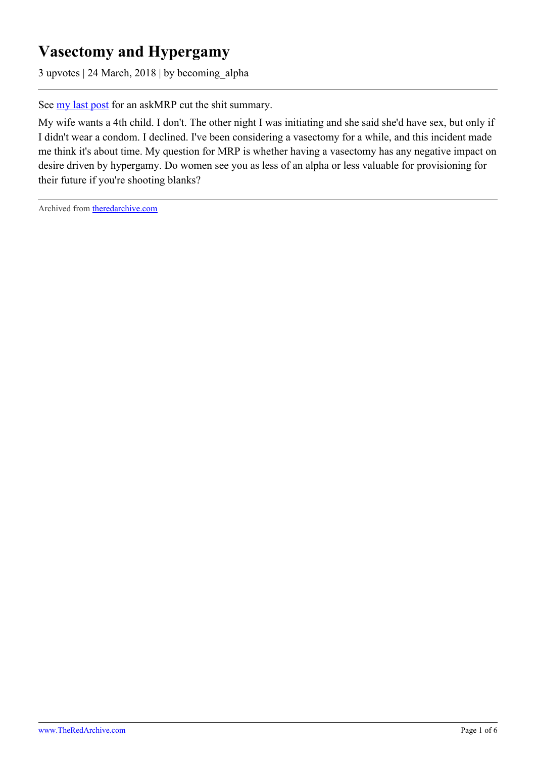# Vasectomy and Hypergamy

3 upvotes | 24 March, 2018 | by becoming_alpha

See [my last post](my last post) for an askMRP cut the shit summary.

My wife wants a 4th child. I don't. The other night I was initiating and she said she'd have sex, but only if I didn't wear a condom. I declined. I've been considering a vasectomy for a while, and this incident made me think it's about time. My question for MRP is whether having a vasectomy has any negative impact on desire driven by hypergamy. Do women see you as less of an alpha or less valuable for provisioning for their future if you're shooting blanks?

---

Archived from [theredarchive.com](theredarchive.com)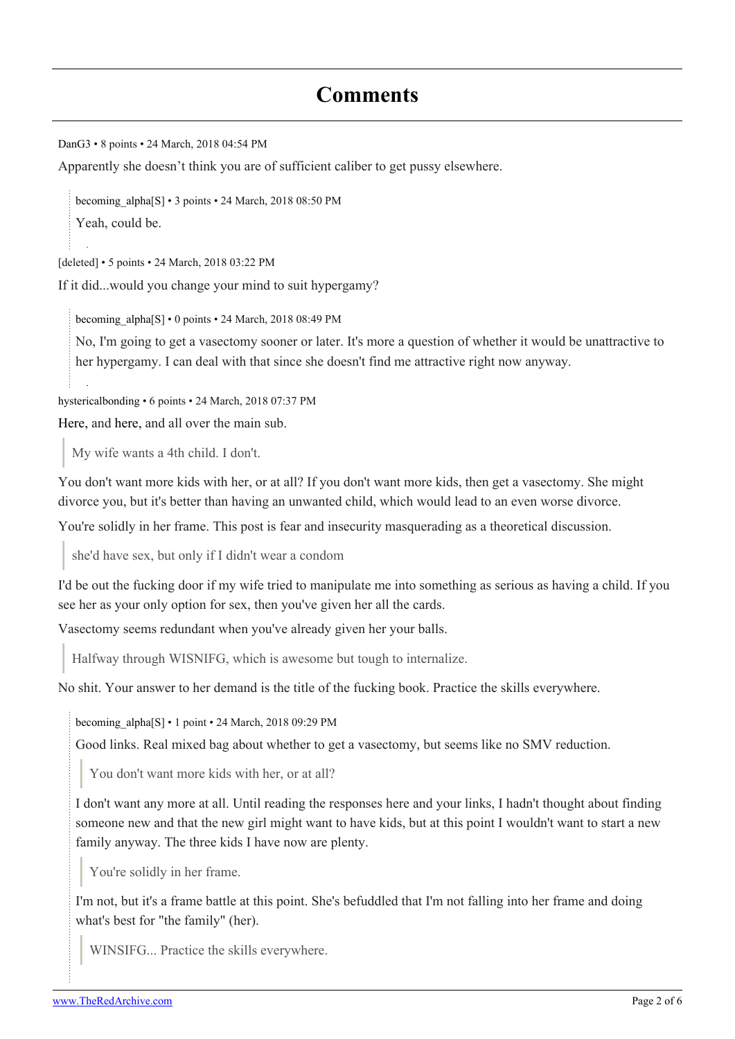# Comments

DanG3 • 8 points • 24 March, 2018 04:54 PM

Apparently she doesn't think you are of sufficient caliber to get pussy elsewhere.

> becoming_alpha[S] • 3 points • 24 March, 2018 08:50 PM
>
> Yeah, could be.

[deleted] • 5 points • 24 March, 2018 03:22 PM

If it did...would you change your mind to suit hypergamy?

> becoming_alpha[S] • 0 points • 24 March, 2018 08:49 PM
>
> No, I'm going to get a vasectomy sooner or later. It's more a question of whether it would be unattractive to her hypergamy. I can deal with that since she doesn't find me attractive right now anyway.

hystericalbonding • 6 points • 24 March, 2018 07:37 PM

Here, and here, and all over the main sub.

> My wife wants a 4th child. I don't.

You don't want more kids with her, or at all? If you don't want more kids, then get a vasectomy. She might divorce you, but it's better than having an unwanted child, which would lead to an even worse divorce.

You're solidly in her frame. This post is fear and insecurity masquerading as a theoretical discussion.

> she'd have sex, but only if I didn't wear a condom

I'd be out the fucking door if my wife tried to manipulate me into something as serious as having a child. If you see her as your only option for sex, then you've given her all the cards.

Vasectomy seems redundant when you've already given her your balls.

> Halfway through WISNIFG, which is awesome but tough to internalize.

No shit. Your answer to her demand is the title of the fucking book. Practice the skills everywhere.

> becoming_alpha[S] • 1 point • 24 March, 2018 09:29 PM
>
> Good links. Real mixed bag about whether to get a vasectomy, but seems like no SMV reduction.
>
> > You don't want more kids with her, or at all?
>
> I don't want any more at all. Until reading the responses here and your links, I hadn't thought about finding someone new and that the new girl might want to have kids, but at this point I wouldn't want to start a new family anyway. The three kids I have now are plenty.
>
> > You're solidly in her frame.
>
> I'm not, but it's a frame battle at this point. She's befuddled that I'm not falling into her frame and doing what's best for "the family" (her).
>
> > WINSIFG... Practice the skills everywhere.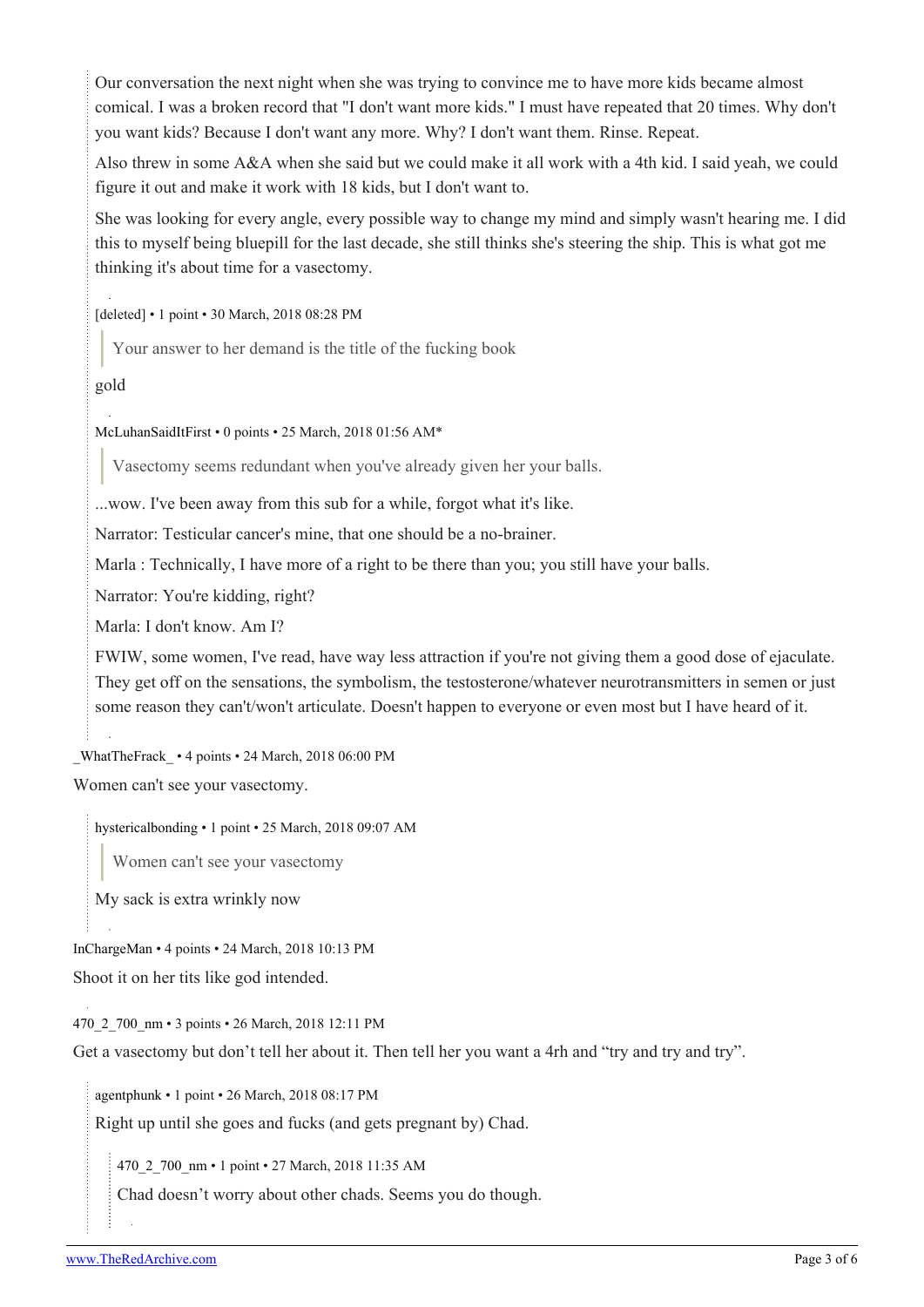Our conversation the next night when she was trying to convince me to have more kids became almost comical. I was a broken record that "I don't want more kids." I must have repeated that 20 times. Why don't you want kids? Because I don't want any more. Why? I don't want them. Rinse. Repeat.

Also threw in some A&A when she said but we could make it all work with a 4th kid. I said yeah, we could figure it out and make it work with 18 kids, but I don't want to.

She was looking for every angle, every possible way to change my mind and simply wasn't hearing me. I did this to myself being bluepill for the last decade, she still thinks she's steering the ship. This is what got me thinking it's about time for a vasectomy.

[deleted] • 1 point • 30 March, 2018 08:28 PM

> Your answer to her demand is the title of the fucking book

gold

McLuhanSaidItFirst • 0 points • 25 March, 2018 01:56 AM*

> Vasectomy seems redundant when you've already given her your balls.

...wow. I've been away from this sub for a while, forgot what it's like.

Narrator: Testicular cancer's mine, that one should be a no-brainer.

Marla : Technically, I have more of a right to be there than you; you still have your balls.

Narrator: You're kidding, right?

Marla: I don't know. Am I?

FWIW, some women, I've read, have way less attraction if you're not giving them a good dose of ejaculate. They get off on the sensations, the symbolism, the testosterone/whatever neurotransmitters in semen or just some reason they can't/won't articulate. Doesn't happen to everyone or even most but I have heard of it.

_WhatTheFrack_ • 4 points • 24 March, 2018 06:00 PM

Women can't see your vasectomy.

hystericalbonding • 1 point • 25 March, 2018 09:07 AM

> Women can't see your vasectomy

My sack is extra wrinkly now

InChargeMan • 4 points • 24 March, 2018 10:13 PM

Shoot it on her tits like god intended.

470_2_700_nm • 3 points • 26 March, 2018 12:11 PM

Get a vasectomy but don't tell her about it. Then tell her you want a 4rh and "try and try and try".

agentphunk • 1 point • 26 March, 2018 08:17 PM

Right up until she goes and fucks (and gets pregnant by) Chad.

470_2_700_nm • 1 point • 27 March, 2018 11:35 AM

Chad doesn't worry about other chads. Seems you do though.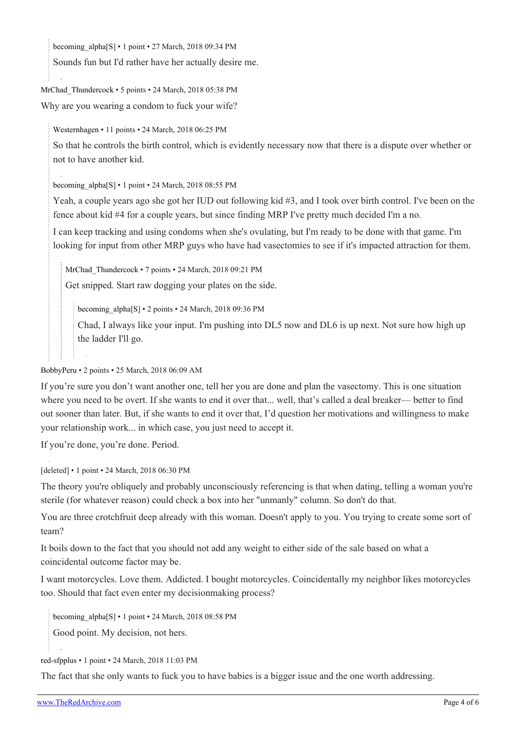becoming_alpha[S] • 1 point • 27 March, 2018 09:34 PM

Sounds fun but I'd rather have her actually desire me.

MrChad_Thundercock • 5 points • 24 March, 2018 05:38 PM

Why are you wearing a condom to fuck your wife?

> Westernhagen • 11 points • 24 March, 2018 06:25 PM
>
> So that he controls the birth control, which is evidently necessary now that there is a dispute over whether or not to have another kid.

> becoming_alpha[S] • 1 point • 24 March, 2018 08:55 PM
>
> Yeah, a couple years ago she got her IUD out following kid #3, and I took over birth control. I've been on the fence about kid #4 for a couple years, but since finding MRP I've pretty much decided I'm a no.
>
> I can keep tracking and using condoms when she's ovulating, but I'm ready to be done with that game. I'm looking for input from other MRP guys who have had vasectomies to see if it's impacted attraction for them.
>
> > MrChad_Thundercock • 7 points • 24 March, 2018 09:21 PM
> >
> > Get snipped. Start raw dogging your plates on the side.
> >
> > > becoming_alpha[S] • 2 points • 24 March, 2018 09:36 PM
> > >
> > > Chad, I always like your input. I'm pushing into DL5 now and DL6 is up next. Not sure how high up the ladder I'll go.

BobbyPeru • 2 points • 25 March, 2018 06:09 AM

If you're sure you don't want another one, tell her you are done and plan the vasectomy. This is one situation where you need to be overt. If she wants to end it over that... well, that's called a deal breaker— better to find out sooner than later. But, if she wants to end it over that, I'd question her motivations and willingness to make your relationship work... in which case, you just need to accept it.

If you're done, you're done. Period.

[deleted] • 1 point • 24 March, 2018 06:30 PM

The theory you're obliquely and probably unconsciously referencing is that when dating, telling a woman you're sterile (for whatever reason) could check a box into her "unmanly" column. So don't do that.

You are three crotchfruit deep already with this woman. Doesn't apply to you. You trying to create some sort of team?

It boils down to the fact that you should not add any weight to either side of the sale based on what a coincidental outcome factor may be.

I want motorcycles. Love them. Addicted. I bought motorcycles. Coincidentally my neighbor likes motorcycles too. Should that fact even enter my decisionmaking process?

> becoming_alpha[S] • 1 point • 24 March, 2018 08:58 PM
>
> Good point. My decision, not hers.

red-sfpplus • 1 point • 24 March, 2018 11:03 PM

The fact that she only wants to fuck you to have babies is a bigger issue and the one worth addressing.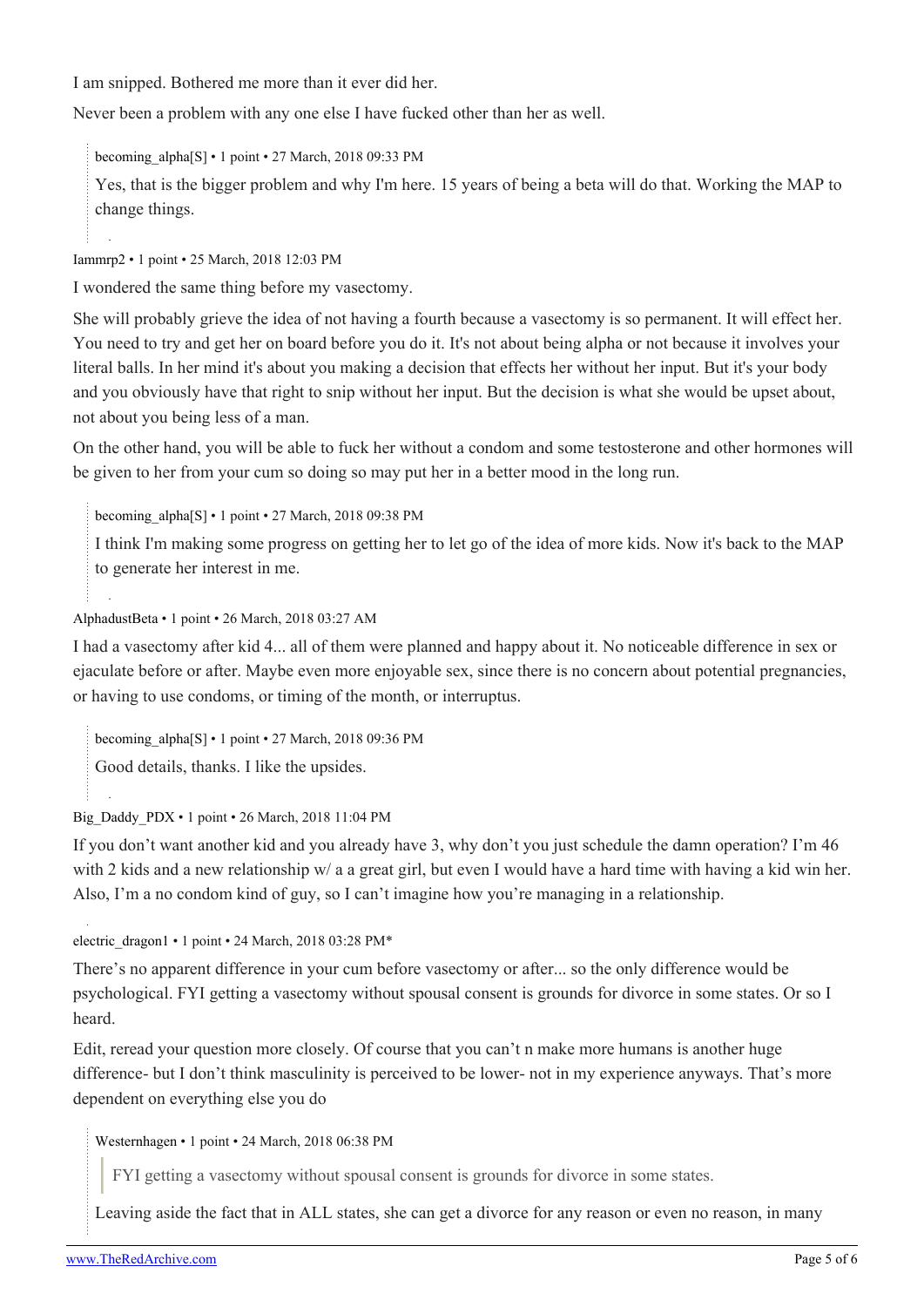I am snipped. Bothered me more than it ever did her.

Never been a problem with any one else I have fucked other than her as well.

> becoming_alpha[S] • 1 point • 27 March, 2018 09:33 PM
>
> Yes, that is the bigger problem and why I'm here. 15 years of being a beta will do that. Working the MAP to change things.

Iammrp2 • 1 point • 25 March, 2018 12:03 PM

I wondered the same thing before my vasectomy.

She will probably grieve the idea of not having a fourth because a vasectomy is so permanent. It will effect her. You need to try and get her on board before you do it. It's not about being alpha or not because it involves your literal balls. In her mind it's about you making a decision that effects her without her input. But it's your body and you obviously have that right to snip without her input. But the decision is what she would be upset about, not about you being less of a man.

On the other hand, you will be able to fuck her without a condom and some testosterone and other hormones will be given to her from your cum so doing so may put her in a better mood in the long run.

> becoming_alpha[S] • 1 point • 27 March, 2018 09:38 PM
>
> I think I'm making some progress on getting her to let go of the idea of more kids. Now it's back to the MAP to generate her interest in me.

AlphadustBeta • 1 point • 26 March, 2018 03:27 AM

I had a vasectomy after kid 4... all of them were planned and happy about it. No noticeable difference in sex or ejaculate before or after. Maybe even more enjoyable sex, since there is no concern about potential pregnancies, or having to use condoms, or timing of the month, or interruptus.

> becoming_alpha[S] • 1 point • 27 March, 2018 09:36 PM
>
> Good details, thanks. I like the upsides.

Big_Daddy_PDX • 1 point • 26 March, 2018 11:04 PM

If you don't want another kid and you already have 3, why don't you just schedule the damn operation? I'm 46 with 2 kids and a new relationship w/ a a great girl, but even I would have a hard time with having a kid win her. Also, I'm a no condom kind of guy, so I can't imagine how you're managing in a relationship.

electric_dragon1 • 1 point • 24 March, 2018 03:28 PM*

There's no apparent difference in your cum before vasectomy or after... so the only difference would be psychological. FYI getting a vasectomy without spousal consent is grounds for divorce in some states. Or so I heard.

Edit, reread your question more closely. Of course that you can't n make more humans is another huge difference- but I don't think masculinity is perceived to be lower- not in my experience anyways. That's more dependent on everything else you do

> Westernhagen • 1 point • 24 March, 2018 06:38 PM
>
> > FYI getting a vasectomy without spousal consent is grounds for divorce in some states.
>
> Leaving aside the fact that in ALL states, she can get a divorce for any reason or even no reason, in many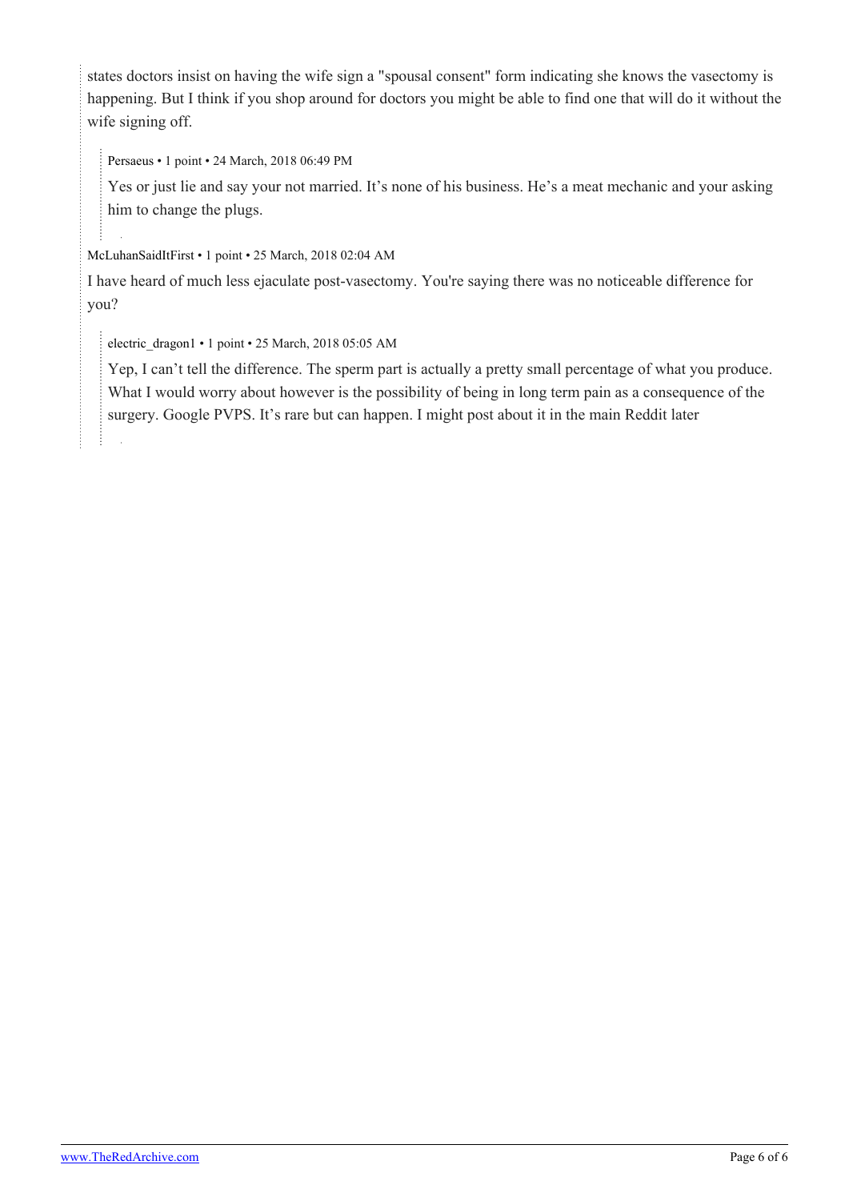states doctors insist on having the wife sign a "spousal consent" form indicating she knows the vasectomy is happening. But I think if you shop around for doctors you might be able to find one that will do it without the wife signing off.

> Persaeus • 1 point • 24 March, 2018 06:49 PM
>
> Yes or just lie and say your not married. It's none of his business. He's a meat mechanic and your asking him to change the plugs.

McLuhanSaidItFirst • 1 point • 25 March, 2018 02:04 AM

I have heard of much less ejaculate post-vasectomy. You're saying there was no noticeable difference for you?

> electric_dragon1 • 1 point • 25 March, 2018 05:05 AM
>
> Yep, I can't tell the difference. The sperm part is actually a pretty small percentage of what you produce. What I would worry about however is the possibility of being in long term pain as a consequence of the surgery. Google PVPS. It's rare but can happen. I might post about it in the main Reddit later